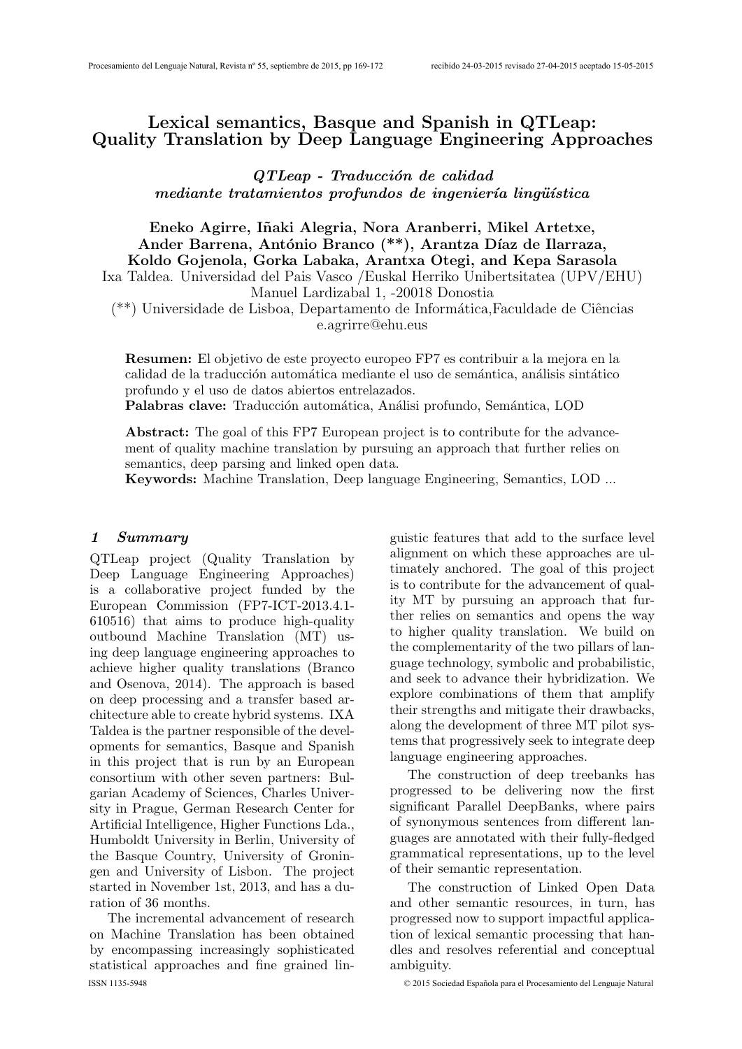# Lexical semantics, Basque and Spanish in QTLeap: Quality Translation by Deep Language Engineering Approaches

## *QTLeap - Traducción de calidad mediante tratamientos profundos de ingeniería lingüística*

**Eneko Agirre, Iñaki Alegria, Nora Aranberri, Mikel Artetxe, Ander Barrena, António Branco (\*\*), Arantza Díaz de Ilarraza, Koldo Gojenola, Gorka Labaka, Arantxa Otegi, and Kepa Sarasola**

Ixa Taldea. Universidad del Pais Vasco /Euskal Herriko Unibertsitatea (UPV/EHU)
Manuel Lardizabal 1, -20018 Donostia
(\*\*) Universidade de Lisboa, Departamento de Informática,Faculdade de Ciências
e.agrirre@ehu.eus

**Resumen:** El objetivo de este proyecto europeo FP7 es contribuir a la mejora en la calidad de la traducción automática mediante el uso de semántica, análisis sintático profundo y el uso de datos abiertos entrelazados.
**Palabras clave:** Traducción automática, Análisi profundo, Semántica, LOD

**Abstract:** The goal of this FP7 European project is to contribute for the advancement of quality machine translation by pursuing an approach that further relies on semantics, deep parsing and linked open data.
**Keywords:** Machine Translation, Deep language Engineering, Semantics, LOD ...

## 1 *Summary*

QTLeap project (Quality Translation by Deep Language Engineering Approaches) is a collaborative project funded by the European Commission (FP7-ICT-2013.4.1-610516) that aims to produce high-quality outbound Machine Translation (MT) using deep language engineering approaches to achieve higher quality translations (Branco and Osenova, 2014). The approach is based on deep processing and a transfer based architecture able to create hybrid systems. IXA Taldea is the partner responsible of the developments for semantics, Basque and Spanish in this project that is run by an European consortium with other seven partners: Bulgarian Academy of Sciences, Charles University in Prague, German Research Center for Artificial Intelligence, Higher Functions Lda., Humboldt University in Berlin, University of the Basque Country, University of Groningen and University of Lisbon. The project started in November 1st, 2013, and has a duration of 36 months.

The incremental advancement of research on Machine Translation has been obtained by encompassing increasingly sophisticated statistical approaches and fine grained linguistic features that add to the surface level alignment on which these approaches are ultimately anchored. The goal of this project is to contribute for the advancement of quality MT by pursuing an approach that further relies on semantics and opens the way to higher quality translation. We build on the complementarity of the two pillars of language technology, symbolic and probabilistic, and seek to advance their hybridization. We explore combinations of them that amplify their strengths and mitigate their drawbacks, along the development of three MT pilot systems that progressively seek to integrate deep language engineering approaches.

The construction of deep treebanks has progressed to be delivering now the first significant Parallel DeepBanks, where pairs of synonymous sentences from different languages are annotated with their fully-fledged grammatical representations, up to the level of their semantic representation.

The construction of Linked Open Data and other semantic resources, in turn, has progressed now to support impactful application of lexical semantic processing that handles and resolves referential and conceptual ambiguity.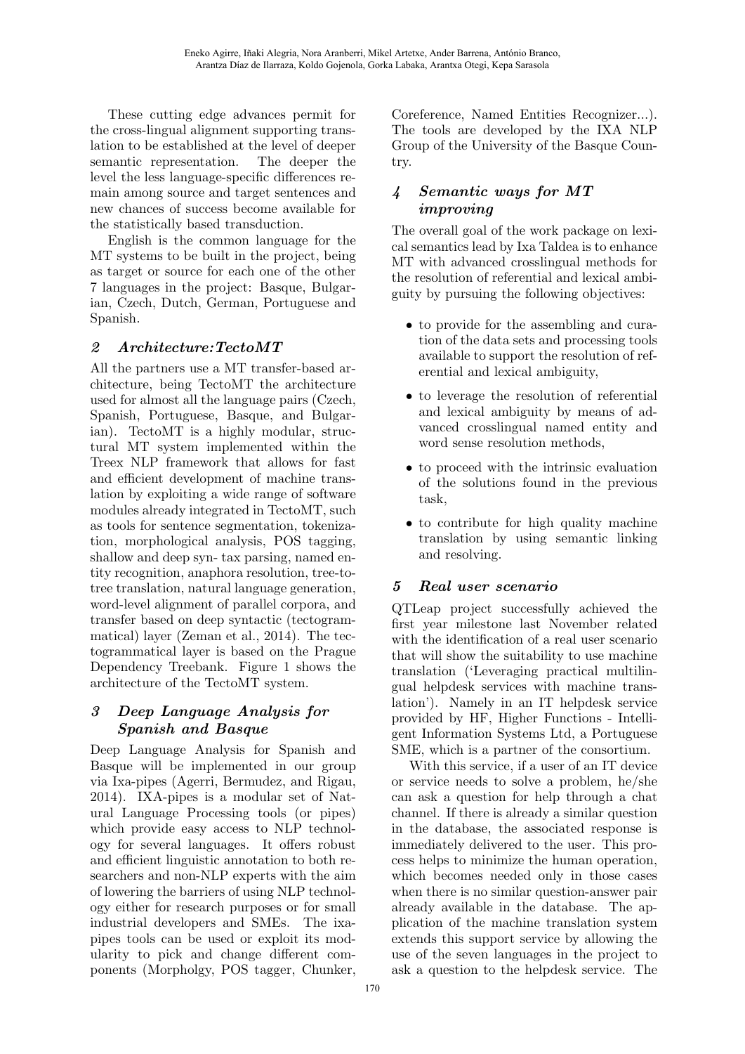These cutting edge advances permit for the cross-lingual alignment supporting translation to be established at the level of deeper semantic representation. The deeper the level the less language-specific differences remain among source and target sentences and new chances of success become available for the statistically based transduction.

English is the common language for the MT systems to be built in the project, being as target or source for each one of the other 7 languages in the project: Basque, Bulgarian, Czech, Dutch, German, Portuguese and Spanish.

## 2 Architecture:TectoMT

All the partners use a MT transfer-based architecture, being TectoMT the architecture used for almost all the language pairs (Czech, Spanish, Portuguese, Basque, and Bulgarian). TectoMT is a highly modular, structural MT system implemented within the Treex NLP framework that allows for fast and efficient development of machine translation by exploiting a wide range of software modules already integrated in TectoMT, such as tools for sentence segmentation, tokenization, morphological analysis, POS tagging, shallow and deep syn- tax parsing, named entity recognition, anaphora resolution, tree-to-tree translation, natural language generation, word-level alignment of parallel corpora, and transfer based on deep syntactic (tectogrammatical) layer (Zeman et al., 2014). The tectogrammatical layer is based on the Prague Dependency Treebank. Figure 1 shows the architecture of the TectoMT system.

## 3 Deep Language Analysis for Spanish and Basque

Deep Language Analysis for Spanish and Basque will be implemented in our group via Ixa-pipes (Agerri, Bermudez, and Rigau, 2014). IXA-pipes is a modular set of Natural Language Processing tools (or pipes) which provide easy access to NLP technology for several languages. It offers robust and efficient linguistic annotation to both researchers and non-NLP experts with the aim of lowering the barriers of using NLP technology either for research purposes or for small industrial developers and SMEs. The ixa-pipes tools can be used or exploit its modularity to pick and change different components (Morpholgy, POS tagger, Chunker, Coreference, Named Entities Recognizer...). The tools are developed by the IXA NLP Group of the University of the Basque Country.

## 4 Semantic ways for MT improving

The overall goal of the work package on lexical semantics lead by Ixa Taldea is to enhance MT with advanced crosslingual methods for the resolution of referential and lexical ambiguity by pursuing the following objectives:

- to provide for the assembling and curation of the data sets and processing tools available to support the resolution of referential and lexical ambiguity,
- to leverage the resolution of referential and lexical ambiguity by means of advanced crosslingual named entity and word sense resolution methods,
- to proceed with the intrinsic evaluation of the solutions found in the previous task,
- to contribute for high quality machine translation by using semantic linking and resolving.

## 5 Real user scenario

QTLeap project successfully achieved the first year milestone last November related with the identification of a real user scenario that will show the suitability to use machine translation ('Leveraging practical multilingual helpdesk services with machine translation'). Namely in an IT helpdesk service provided by HF, Higher Functions - Intelligent Information Systems Ltd, a Portuguese SME, which is a partner of the consortium.

With this service, if a user of an IT device or service needs to solve a problem, he/she can ask a question for help through a chat channel. If there is already a similar question in the database, the associated response is immediately delivered to the user. This process helps to minimize the human operation, which becomes needed only in those cases when there is no similar question-answer pair already available in the database. The application of the machine translation system extends this support service by allowing the use of the seven languages in the project to ask a question to the helpdesk service. The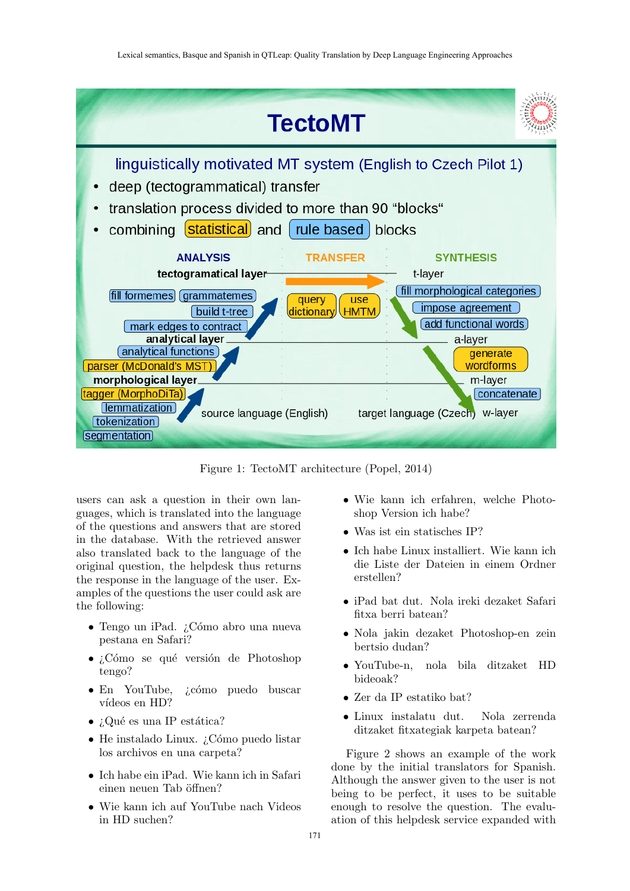Figure 1: TectoMT architecture (Popel, 2014)

users can ask a question in their own languages, which is translated into the language of the questions and answers that are stored in the database. With the retrieved answer also translated back to the language of the original question, the helpdesk thus returns the response in the language of the user. Examples of the questions the user could ask are the following:

- Tengo un iPad. ¿Cómo abro una nueva pestana en Safari?
- ¿Cómo se qué versión de Photoshop tengo?
- En YouTube, ¿cómo puedo buscar vídeos en HD?
- ¿Qué es una IP estática?
- He instalado Linux. ¿Cómo puedo listar los archivos en una carpeta?
- Ich habe ein iPad. Wie kann ich in Safari einen neuen Tab öffnen?
- Wie kann ich auf YouTube nach Videos in HD suchen?
- Wie kann ich erfahren, welche Photoshop Version ich habe?
- Was ist ein statisches IP?
- Ich habe Linux installiert. Wie kann ich die Liste der Dateien in einem Ordner erstellen?
- iPad bat dut. Nola ireki dezaket Safari fitxa berri batean?
- Nola jakin dezaket Photoshop-en zein bertsio dudan?
- YouTube-n, nola bila ditzaket HD bideoak?
- Zer da IP estatiko bat?
- Linux instalatu dut. Nola zerrenda ditzaket fitxategiak karpeta batean?

Figure 2 shows an example of the work done by the initial translators for Spanish. Although the answer given to the user is not being to be perfect, it uses to be suitable enough to resolve the question. The evaluation of this helpdesk service expanded with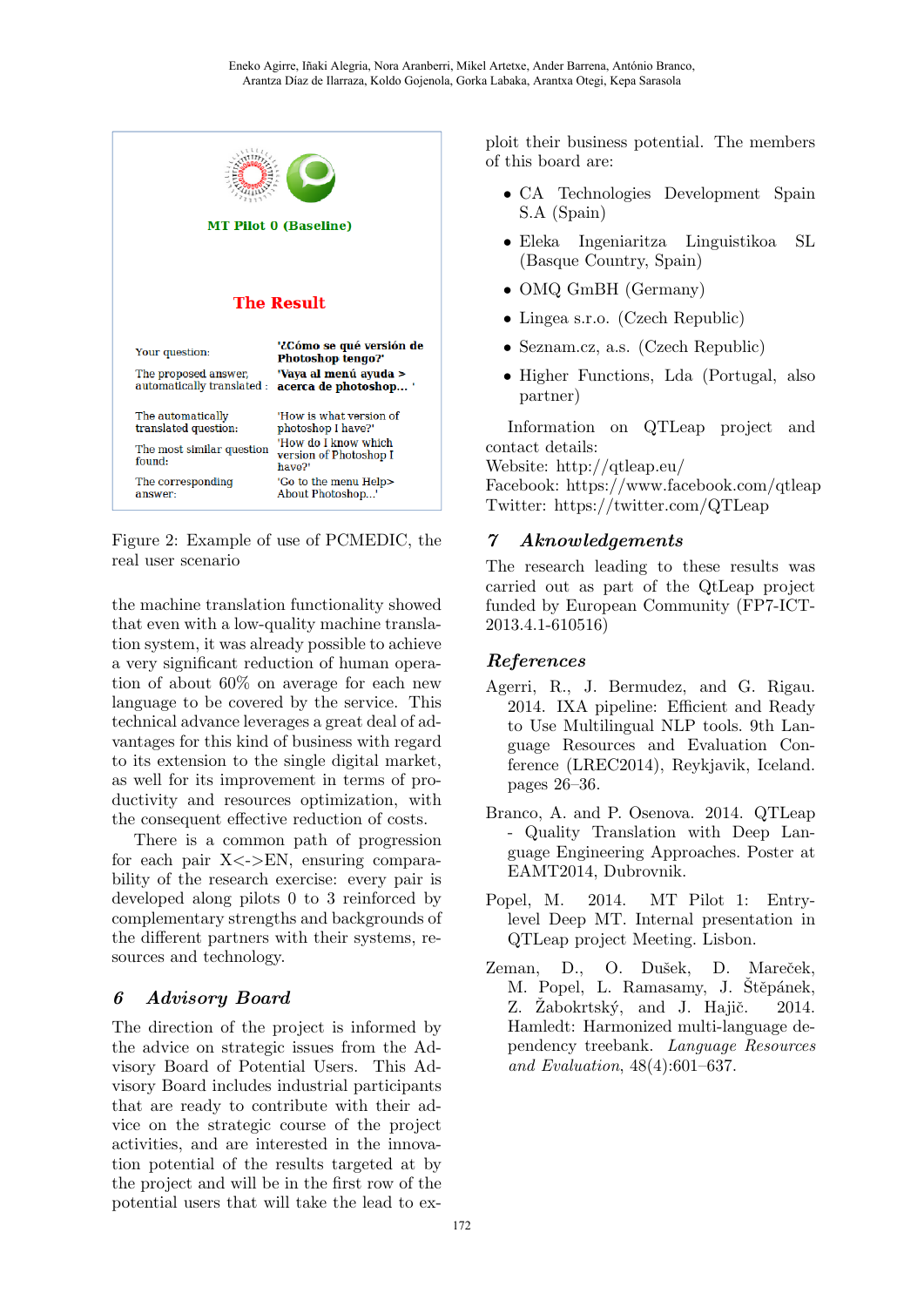MT Pilot 0 (Baseline)

The Result

| | |
|---|---|
| Your question: | **'¿Cómo se qué versión de Photoshop tengo?'** |
| The proposed answer, automatically translated : | **'Vaya al menú ayuda > acerca de photoshop... '** |
| The automatically translated question: | 'How is what version of photoshop I have?' |
| The most similar question found: | 'How do I know which version of Photoshop I have?' |
| The corresponding answer: | 'Go to the menu Help> About Photoshop...' |

Figure 2: Example of use of PCMEDIC, the real user scenario

the machine translation functionality showed that even with a low-quality machine translation system, it was already possible to achieve a very significant reduction of human operation of about 60% on average for each new language to be covered by the service. This technical advance leverages a great deal of advantages for this kind of business with regard to its extension to the single digital market, as well for its improvement in terms of productivity and resources optimization, with the consequent effective reduction of costs.

There is a common path of progression for each pair X<->EN, ensuring comparability of the research exercise: every pair is developed along pilots 0 to 3 reinforced by complementary strengths and backgrounds of the different partners with their systems, resources and technology.

## 6 Advisory Board

The direction of the project is informed by the advice on strategic issues from the Advisory Board of Potential Users. This Advisory Board includes industrial participants that are ready to contribute with their advice on the strategic course of the project activities, and are interested in the innovation potential of the results targeted at by the project and will be in the first row of the potential users that will take the lead to exploit their business potential. The members of this board are:

- CA Technologies Development Spain S.A (Spain)
- Eleka Ingeniaritza Linguistikoa SL (Basque Country, Spain)
- OMQ GmBH (Germany)
- Lingea s.r.o. (Czech Republic)
- Seznam.cz, a.s. (Czech Republic)
- Higher Functions, Lda (Portugal, also partner)

Information on QTLeap project and contact details:
Website: http://qtleap.eu/
Facebook: https://www.facebook.com/qtleap
Twitter: https://twitter.com/QTLeap

## 7 Aknowledgements

The research leading to these results was carried out as part of the QtLeap project funded by European Community (FP7-ICT-2013.4.1-610516)

## References

Agerri, R., J. Bermudez, and G. Rigau. 2014. IXA pipeline: Efficient and Ready to Use Multilingual NLP tools. 9th Language Resources and Evaluation Conference (LREC2014), Reykjavik, Iceland. pages 26–36.

Branco, A. and P. Osenova. 2014. QTLeap - Quality Translation with Deep Language Engineering Approaches. Poster at EAMT2014, Dubrovnik.

Popel, M. 2014. MT Pilot 1: Entry-level Deep MT. Internal presentation in QTLeap project Meeting. Lisbon.

Zeman, D., O. Dušek, D. Mareček, M. Popel, L. Ramasamy, J. Štěpánek, Z. Žabokrtský, and J. Hajič. 2014. Hamledt: Harmonized multi-language dependency treebank. *Language Resources and Evaluation*, 48(4):601–637.